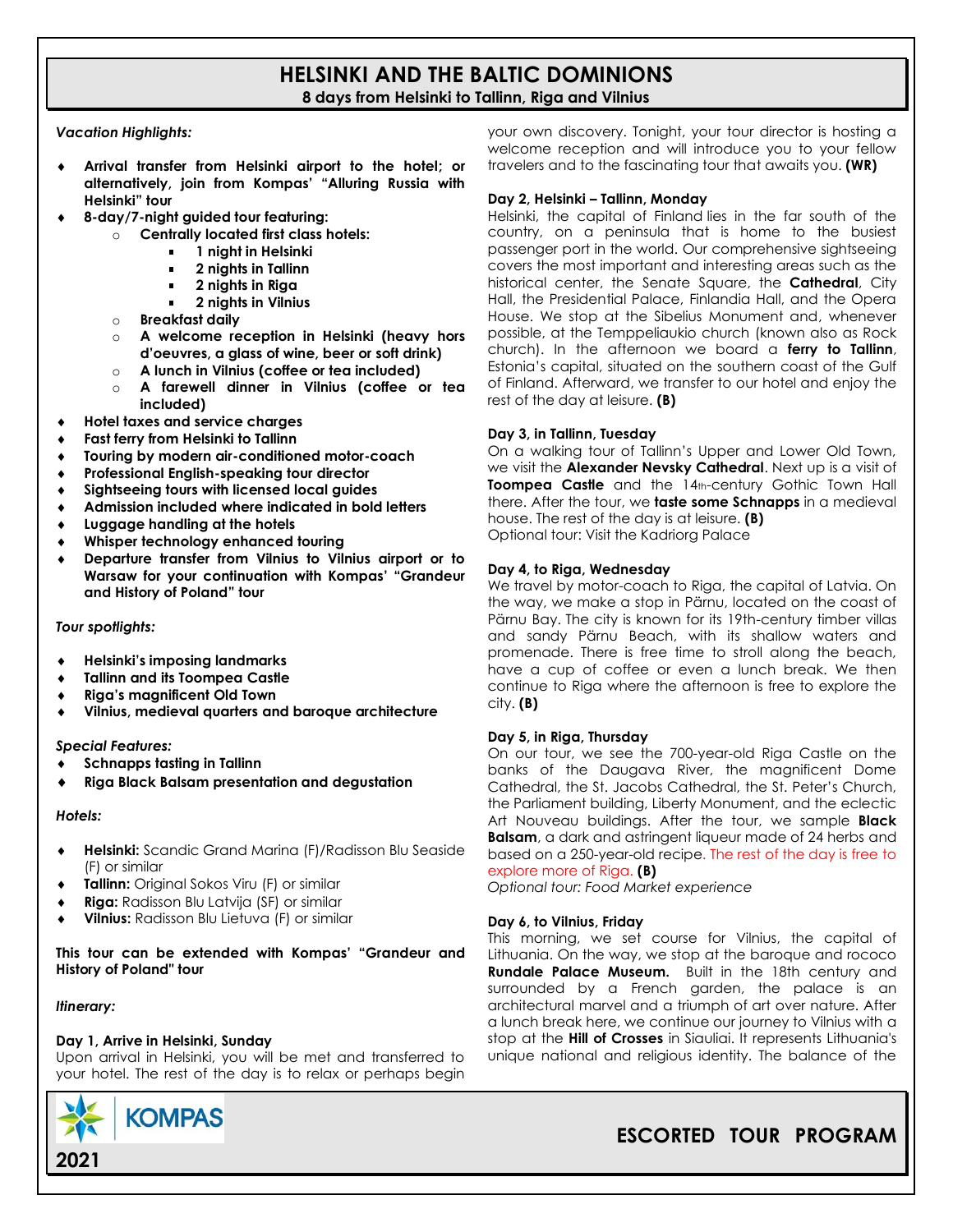# HELSINKI AND THE BALTIC DOMINIONS

**8 days from Helsinki to Tallinn, Riga and Vilnius**

*Vacation Highlights:*

- **Arrival transfer from Helsinki airport to the hotel; or alternatively, join from Kompas' "Alluring Russia with Helsinki" tour**
- **8-day/7-night guided tour featuring:**
  - **Centrally located first class hotels:**
    - **1 night in Helsinki**
    - **2 nights in Tallinn**
    - **2 nights in Riga**
    - **2 nights in Vilnius**
  - **Breakfast daily**
  - **A welcome reception in Helsinki (heavy hors d'oeuvres, a glass of wine, beer or soft drink)**
  - **A lunch in Vilnius (coffee or tea included)**
  - **A farewell dinner in Vilnius (coffee or tea included)**
- **Hotel taxes and service charges**
- **Fast ferry from Helsinki to Tallinn**
- **Touring by modern air-conditioned motor-coach**
- **Professional English-speaking tour director**
- **Sightseeing tours with licensed local guides**
- **Admission included where indicated in bold letters**
- **Luggage handling at the hotels**
- **Whisper technology enhanced touring**
- **Departure transfer from Vilnius to Vilnius airport or to Warsaw for your continuation with Kompas' "Grandeur and History of Poland" tour**

*Tour spotlights:*

- **Helsinki's imposing landmarks**
- **Tallinn and its Toompea Castle**
- **Riga's magnificent Old Town**
- **Vilnius, medieval quarters and baroque architecture**

*Special Features:*

- **Schnapps tasting in Tallinn**
- **Riga Black Balsam presentation and degustation**

*Hotels:*

- **Helsinki:** Scandic Grand Marina (F)/Radisson Blu Seaside (F) or similar
- **Tallinn:** Original Sokos Viru (F) or similar
- **Riga:** Radisson Blu Latvija (SF) or similar
- **Vilnius:** Radisson Blu Lietuva (F) or similar

**This tour can be extended with Kompas' "Grandeur and History of Poland" tour**

*Itinerary:*

**Day 1, Arrive in Helsinki, Sunday**

Upon arrival in Helsinki, you will be met and transferred to your hotel. The rest of the day is to relax or perhaps begin your own discovery. Tonight, your tour director is hosting a welcome reception and will introduce you to your fellow travelers and to the fascinating tour that awaits you. **(WR)**

**Day 2, Helsinki – Tallinn, Monday**

Helsinki, the capital of Finland lies in the far south of the country, on a peninsula that is home to the busiest passenger port in the world. Our comprehensive sightseeing covers the most important and interesting areas such as the historical center, the Senate Square, the **Cathedral**, City Hall, the Presidential Palace, Finlandia Hall, and the Opera House. We stop at the Sibelius Monument and, whenever possible, at the Temppeliaukio church (known also as Rock church). In the afternoon we board a **ferry to Tallinn**, Estonia's capital, situated on the southern coast of the Gulf of Finland. Afterward, we transfer to our hotel and enjoy the rest of the day at leisure. **(B)**

**Day 3, in Tallinn, Tuesday**

On a walking tour of Tallinn's Upper and Lower Old Town, we visit the **Alexander Nevsky Cathedral**. Next up is a visit of **Toompea Castle** and the 14th-century Gothic Town Hall there. After the tour, we **taste some Schnapps** in a medieval house. The rest of the day is at leisure. **(B)**

Optional tour: Visit the Kadriorg Palace

**Day 4, to Riga, Wednesday**

We travel by motor-coach to Riga, the capital of Latvia. On the way, we make a stop in Pärnu, located on the coast of Pärnu Bay. The city is known for its 19th-century timber villas and sandy Pärnu Beach, with its shallow waters and promenade. There is free time to stroll along the beach, have a cup of coffee or even a lunch break. We then continue to Riga where the afternoon is free to explore the city. **(B)**

**Day 5, in Riga, Thursday**

On our tour, we see the 700-year-old Riga Castle on the banks of the Daugava River, the magnificent Dome Cathedral, the St. Jacobs Cathedral, the St. Peter's Church, the Parliament building, Liberty Monument, and the eclectic Art Nouveau buildings. After the tour, we sample **Black Balsam**, a dark and astringent liqueur made of 24 herbs and based on a 250-year-old recipe. The rest of the day is free to explore more of Riga. **(B)**

*Optional tour: Food Market experience*

**Day 6, to Vilnius, Friday**

This morning, we set course for Vilnius, the capital of Lithuania. On the way, we stop at the baroque and rococo **Rundale Palace Museum.** Built in the 18th century and surrounded by a French garden, the palace is an architectural marvel and a triumph of art over nature. After a lunch break here, we continue our journey to Vilnius with a stop at the **Hill of Crosses** in Siauliai. It represents Lithuania's unique national and religious identity. The balance of the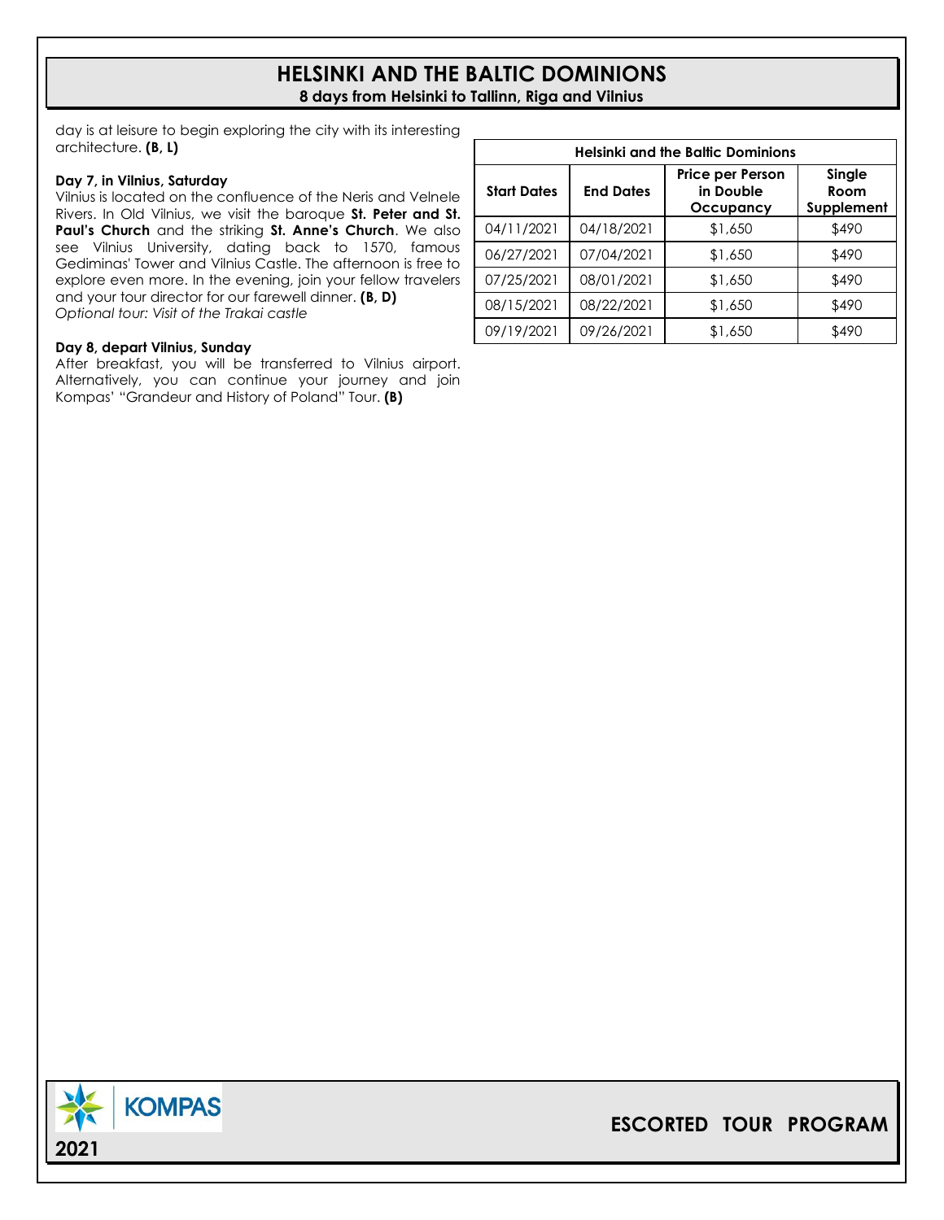day is at leisure to begin exploring the city with its interesting architecture. **(B, L)**

**Day 7, in Vilnius, Saturday**
Vilnius is located on the confluence of the Neris and Velnele Rivers. In Old Vilnius, we visit the baroque **St. Peter and St. Paul's Church** and the striking **St. Anne's Church**. We also see Vilnius University, dating back to 1570, famous Gediminas' Tower and Vilnius Castle. The afternoon is free to explore even more. In the evening, join your fellow travelers and your tour director for our farewell dinner. **(B, D)**
*Optional tour: Visit of the Trakai castle*

**Day 8, depart Vilnius, Sunday**
After breakfast, you will be transferred to Vilnius airport. Alternatively, you can continue your journey and join Kompas' "Grandeur and History of Poland" Tour. **(B)**

| Helsinki and the Baltic Dominions | | | |
|---|---|---|---|
| **Start Dates** | **End Dates** | **Price per Person in Double Occupancy** | **Single Room Supplement** |
| 04/11/2021 | 04/18/2021 | $1,650 | $490 |
| 06/27/2021 | 07/04/2021 | $1,650 | $490 |
| 07/25/2021 | 08/01/2021 | $1,650 | $490 |
| 08/15/2021 | 08/22/2021 | $1,650 | $490 |
| 09/19/2021 | 09/26/2021 | $1,650 | $490 |